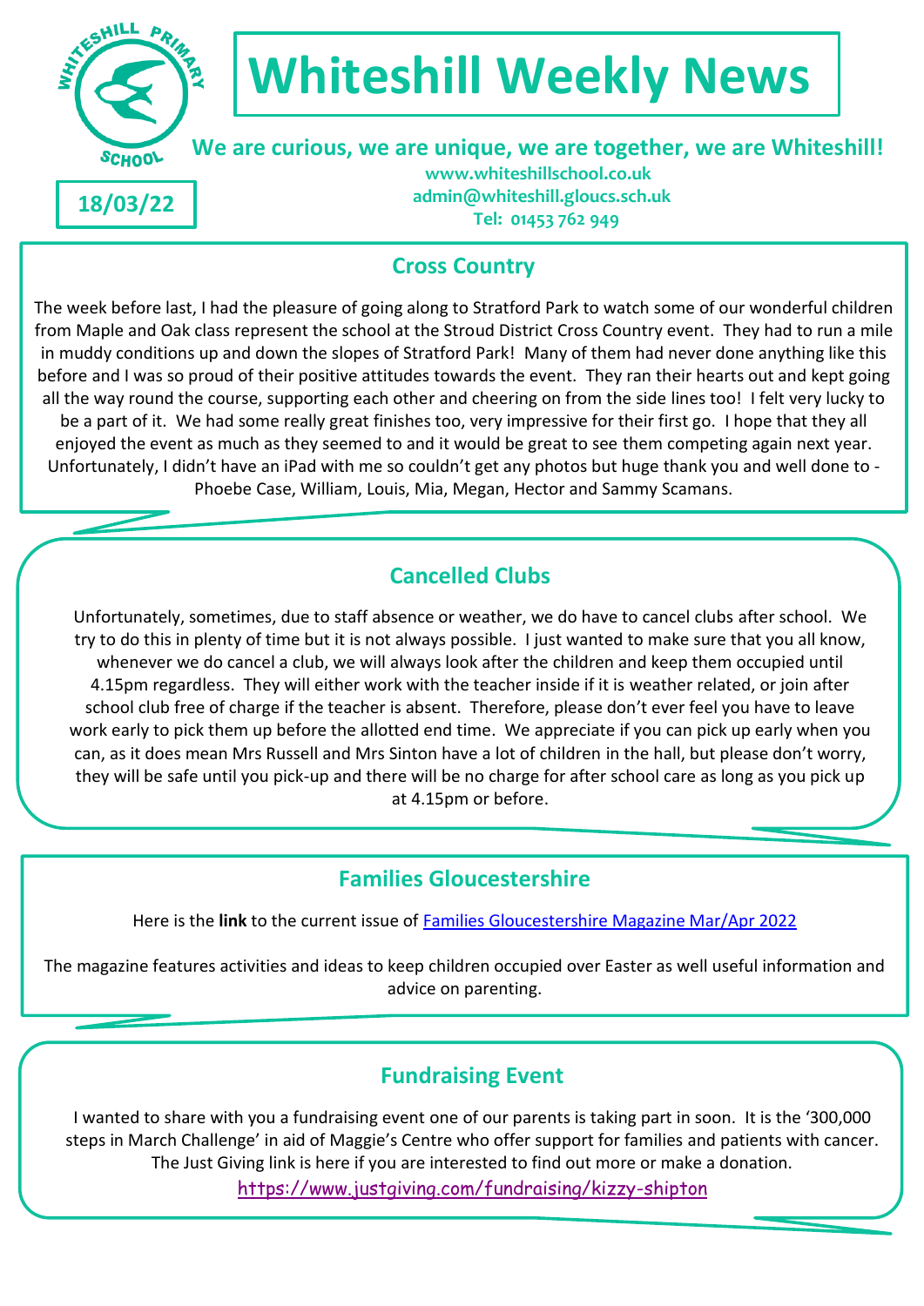# Whiteshill Weekly News

**We are curious, we are unique, we are together, we are Whiteshill!**

**www.whiteshillschool.co.uk**
**admin@whiteshill.gloucs.sch.uk**
**Tel: 01453 762 949**

**18/03/22**

## Cross Country

The week before last, I had the pleasure of going along to Stratford Park to watch some of our wonderful children from Maple and Oak class represent the school at the Stroud District Cross Country event. They had to run a mile in muddy conditions up and down the slopes of Stratford Park! Many of them had never done anything like this before and I was so proud of their positive attitudes towards the event. They ran their hearts out and kept going all the way round the course, supporting each other and cheering on from the side lines too! I felt very lucky to be a part of it. We had some really great finishes too, very impressive for their first go. I hope that they all enjoyed the event as much as they seemed to and it would be great to see them competing again next year. Unfortunately, I didn't have an iPad with me so couldn't get any photos but huge thank you and well done to - Phoebe Case, William, Louis, Mia, Megan, Hector and Sammy Scamans.

## Cancelled Clubs

Unfortunately, sometimes, due to staff absence or weather, we do have to cancel clubs after school. We try to do this in plenty of time but it is not always possible. I just wanted to make sure that you all know, whenever we do cancel a club, we will always look after the children and keep them occupied until 4.15pm regardless. They will either work with the teacher inside if it is weather related, or join after school club free of charge if the teacher is absent. Therefore, please don't ever feel you have to leave work early to pick them up before the allotted end time. We appreciate if you can pick up early when you can, as it does mean Mrs Russell and Mrs Sinton have a lot of children in the hall, but please don't worry, they will be safe until you pick-up and there will be no charge for after school care as long as you pick up at 4.15pm or before.

## Families Gloucestershire

Here is the **link** to the current issue of Families Gloucestershire Magazine Mar/Apr 2022

The magazine features activities and ideas to keep children occupied over Easter as well useful information and advice on parenting.

## Fundraising Event

I wanted to share with you a fundraising event one of our parents is taking part in soon. It is the '300,000 steps in March Challenge' in aid of Maggie's Centre who offer support for families and patients with cancer. The Just Giving link is here if you are interested to find out more or make a donation.

https://www.justgiving.com/fundraising/kizzy-shipton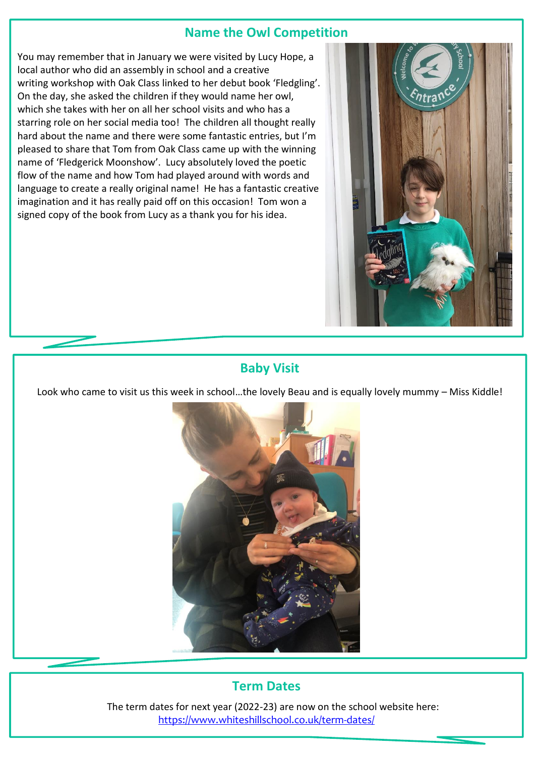## Name the Owl Competition

You may remember that in January we were visited by Lucy Hope, a local author who did an assembly in school and a creative writing workshop with Oak Class linked to her debut book 'Fledgling'. On the day, she asked the children if they would name her owl, which she takes with her on all her school visits and who has a starring role on her social media too! The children all thought really hard about the name and there were some fantastic entries, but I'm pleased to share that Tom from Oak Class came up with the winning name of 'Fledgerick Moonshow'. Lucy absolutely loved the poetic flow of the name and how Tom had played around with words and language to create a really original name! He has a fantastic creative imagination and it has really paid off on this occasion! Tom won a signed copy of the book from Lucy as a thank you for his idea.

## Baby Visit

Look who came to visit us this week in school…the lovely Beau and is equally lovely mummy – Miss Kiddle!

## Term Dates

The term dates for next year (2022-23) are now on the school website here: https://www.whiteshillschool.co.uk/term-dates/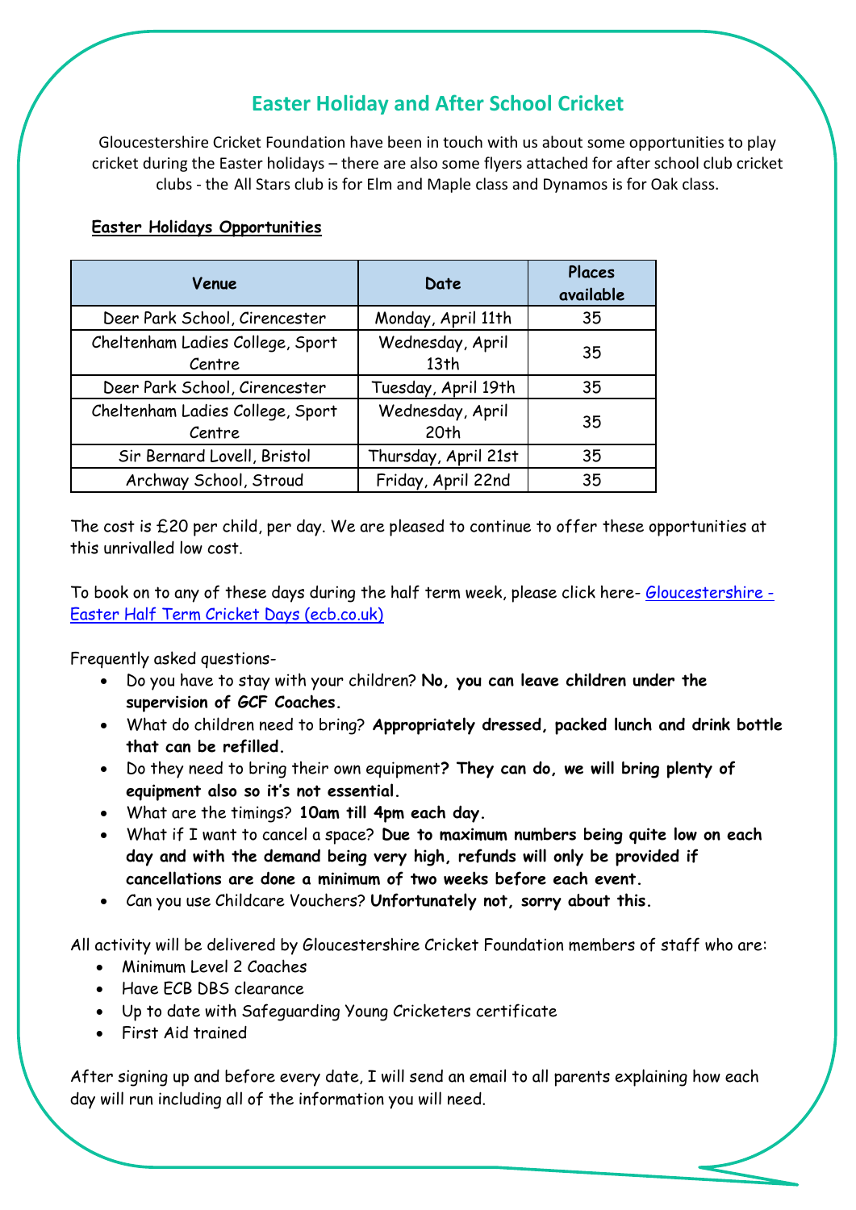## Easter Holiday and After School Cricket

Gloucestershire Cricket Foundation have been in touch with us about some opportunities to play cricket during the Easter holidays – there are also some flyers attached for after school club cricket clubs - the All Stars club is for Elm and Maple class and Dynamos is for Oak class.

**Easter Holidays Opportunities**

| Venue | Date | Places available |
| --- | --- | --- |
| Deer Park School, Cirencester | Monday, April 11th | 35 |
| Cheltenham Ladies College, Sport Centre | Wednesday, April 13th | 35 |
| Deer Park School, Cirencester | Tuesday, April 19th | 35 |
| Cheltenham Ladies College, Sport Centre | Wednesday, April 20th | 35 |
| Sir Bernard Lovell, Bristol | Thursday, April 21st | 35 |
| Archway School, Stroud | Friday, April 22nd | 35 |

The cost is £20 per child, per day. We are pleased to continue to offer these opportunities at this unrivalled low cost.

To book on to any of these days during the half term week, please click here- [Gloucestershire - Easter Half Term Cricket Days (ecb.co.uk)]()

Frequently asked questions-

- Do you have to stay with your children? **No, you can leave children under the supervision of GCF Coaches.**
- What do children need to bring? **Appropriately dressed, packed lunch and drink bottle that can be refilled.**
- Do they need to bring their own equipment**? They can do, we will bring plenty of equipment also so it's not essential.**
- What are the timings? **10am till 4pm each day.**
- What if I want to cancel a space? **Due to maximum numbers being quite low on each day and with the demand being very high, refunds will only be provided if cancellations are done a minimum of two weeks before each event.**
- Can you use Childcare Vouchers? **Unfortunately not, sorry about this.**

All activity will be delivered by Gloucestershire Cricket Foundation members of staff who are:

- Minimum Level 2 Coaches
- Have ECB DBS clearance
- Up to date with Safeguarding Young Cricketers certificate
- First Aid trained

After signing up and before every date, I will send an email to all parents explaining how each day will run including all of the information you will need.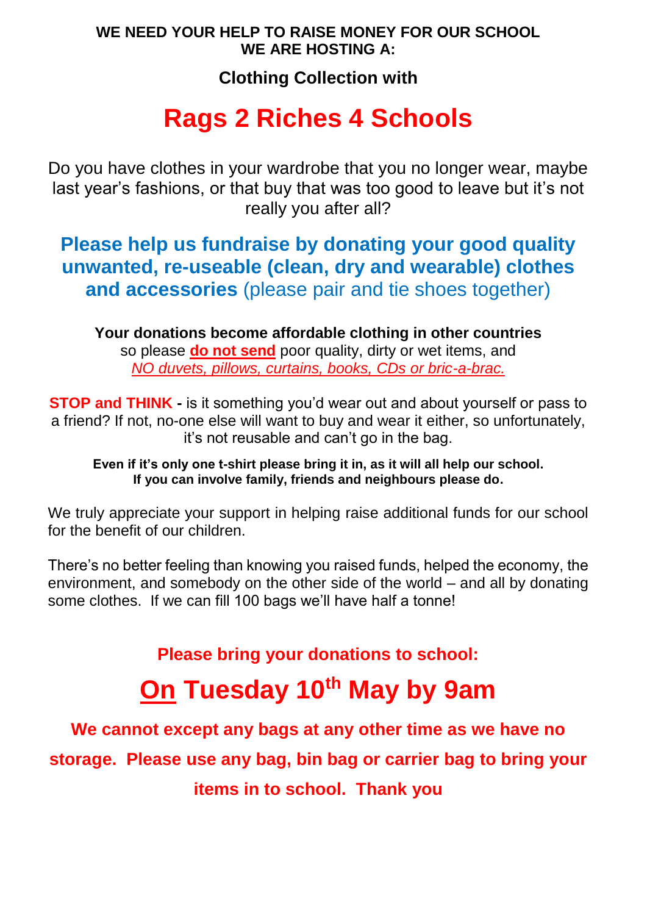**WE NEED YOUR HELP TO RAISE MONEY FOR OUR SCHOOL**
**WE ARE HOSTING A:**

**Clothing Collection with**

# Rags 2 Riches 4 Schools

Do you have clothes in your wardrobe that you no longer wear, maybe last year's fashions, or that buy that was too good to leave but it's not really you after all?

**Please help us fundraise by donating your good quality unwanted, re-useable (clean, dry and wearable) clothes and accessories** (please pair and tie shoes together)

**Your donations become affordable clothing in other countries** so please **do not send** poor quality, dirty or wet items, and *NO duvets, pillows, curtains, books, CDs or bric-a-brac.*

**STOP and THINK -** is it something you'd wear out and about yourself or pass to a friend? If not, no-one else will want to buy and wear it either, so unfortunately, it's not reusable and can't go in the bag.

**Even if it's only one t-shirt please bring it in, as it will all help our school. If you can involve family, friends and neighbours please do.**

We truly appreciate your support in helping raise additional funds for our school for the benefit of our children.

There's no better feeling than knowing you raised funds, helped the economy, the environment, and somebody on the other side of the world – and all by donating some clothes. If we can fill 100 bags we'll have half a tonne!

**Please bring your donations to school:**

## On Tuesday 10th May by 9am

**We cannot except any bags at any other time as we have no storage. Please use any bag, bin bag or carrier bag to bring your items in to school. Thank you**